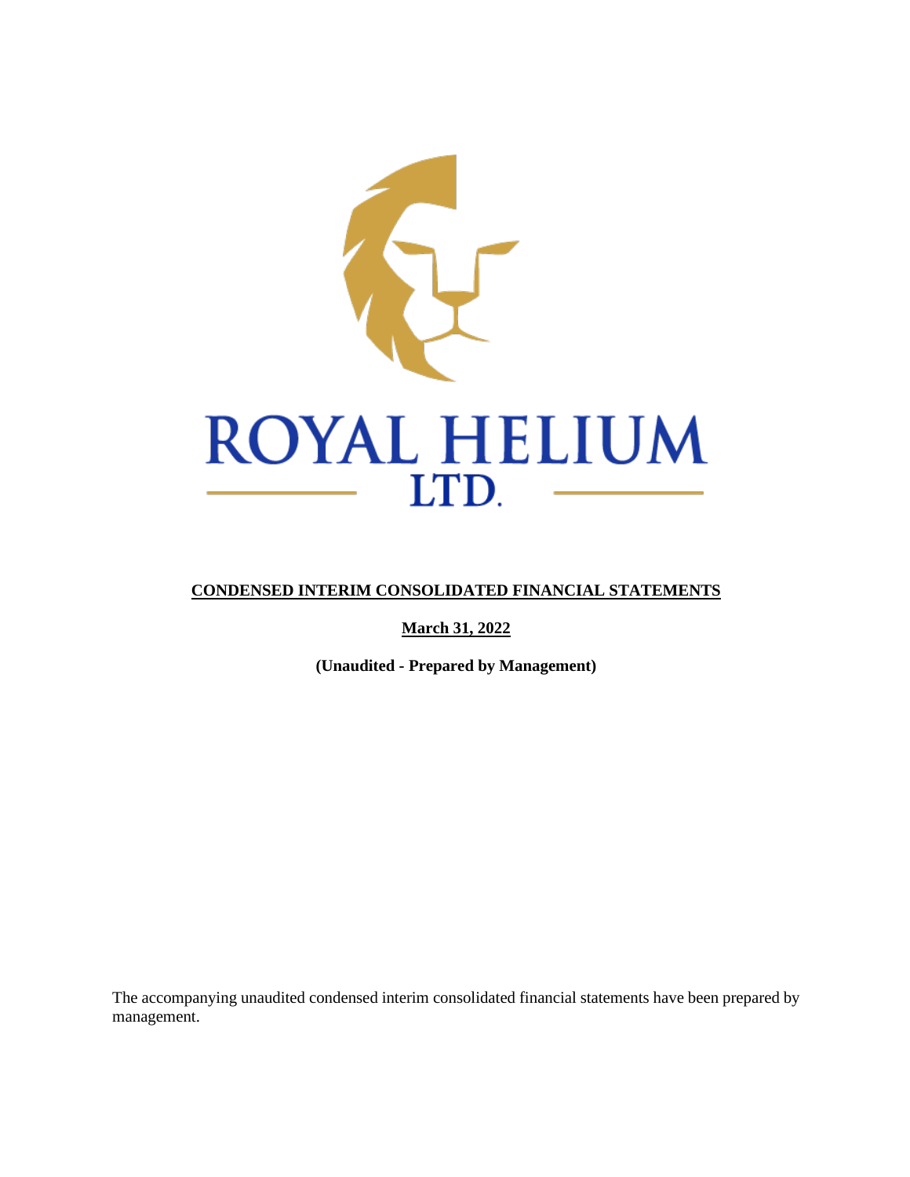# ROYAL HELIUM LTD.

**CONDENSED INTERIM CONSOLIDATED FINANCIAL STATEMENTS**

**March 31, 2022**

**(Unaudited - Prepared by Management)**

The accompanying unaudited condensed interim consolidated financial statements have been prepared by management.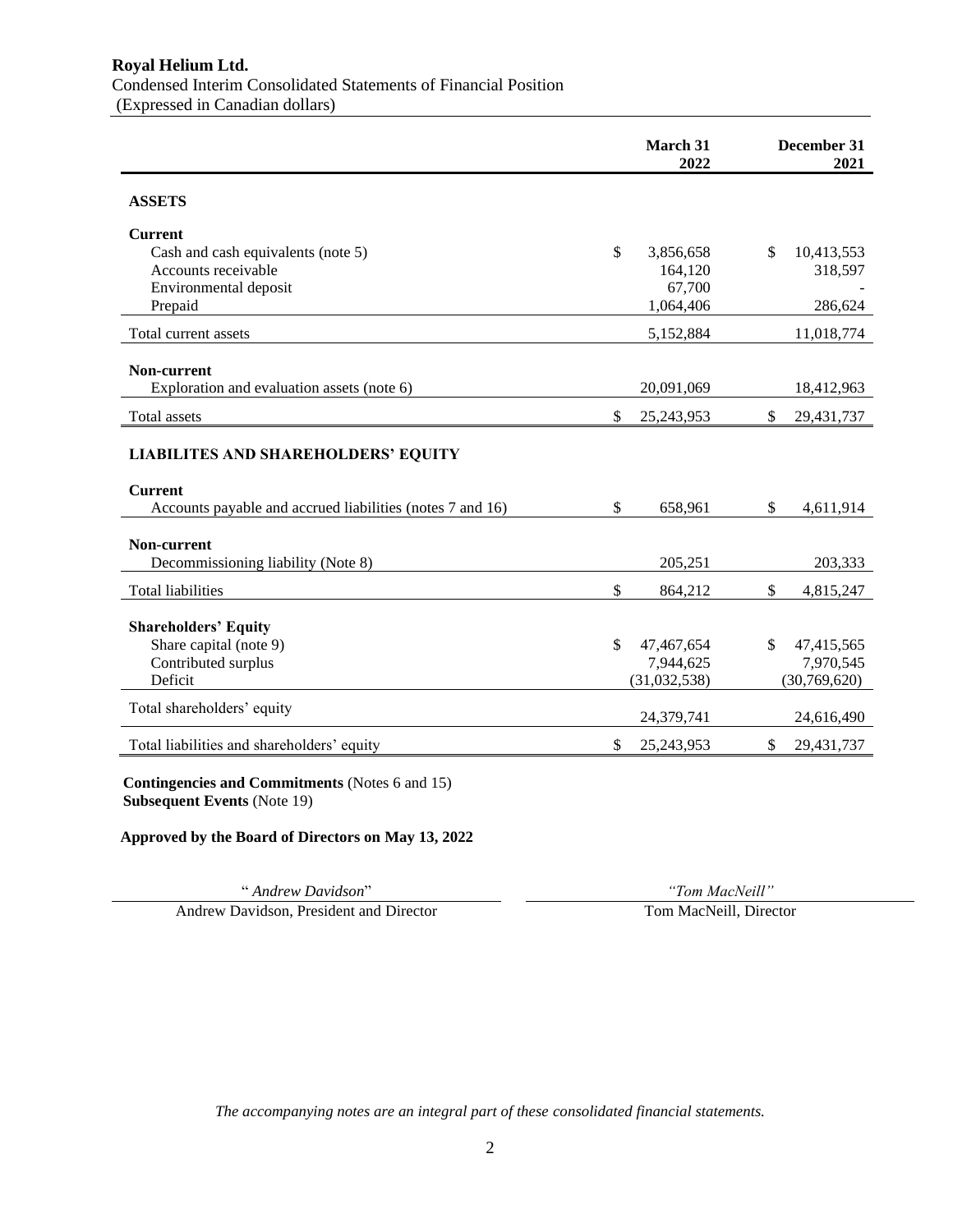**Royal Helium Ltd.**
Condensed Interim Consolidated Statements of Financial Position
(Expressed in Canadian dollars)

| | March 31 2022 | December 31 2021 |
|---|---|---|
| **ASSETS** | | |
| **Current** | | |
| Cash and cash equivalents (note 5) | $ 3,856,658 | $ 10,413,553 |
| Accounts receivable | 164,120 | 318,597 |
| Environmental deposit | 67,700 | - |
| Prepaid | 1,064,406 | 286,624 |
| Total current assets | 5,152,884 | 11,018,774 |
| **Non-current** | | |
| Exploration and evaluation assets (note 6) | 20,091,069 | 18,412,963 |
| Total assets | $ 25,243,953 | $ 29,431,737 |
| **LIABILITES AND SHAREHOLDERS' EQUITY** | | |
| **Current** | | |
| Accounts payable and accrued liabilities (notes 7 and 16) | $ 658,961 | $ 4,611,914 |
| **Non-current** | | |
| Decommissioning liability (Note 8) | 205,251 | 203,333 |
| Total liabilities | $ 864,212 | $ 4,815,247 |
| **Shareholders' Equity** | | |
| Share capital (note 9) | $ 47,467,654 | $ 47,415,565 |
| Contributed surplus | 7,944,625 | 7,970,545 |
| Deficit | (31,032,538) | (30,769,620) |
| Total shareholders' equity | 24,379,741 | 24,616,490 |
| Total liabilities and shareholders' equity | $ 25,243,953 | $ 29,431,737 |

**Contingencies and Commitments** (Notes 6 and 15)
**Subsequent Events** (Note 19)

**Approved by the Board of Directors on May 13, 2022**

" *Andrew Davidson*"
Andrew Davidson, President and Director

*"Tom MacNeill"*
Tom MacNeill, Director

*The accompanying notes are an integral part of these consolidated financial statements.*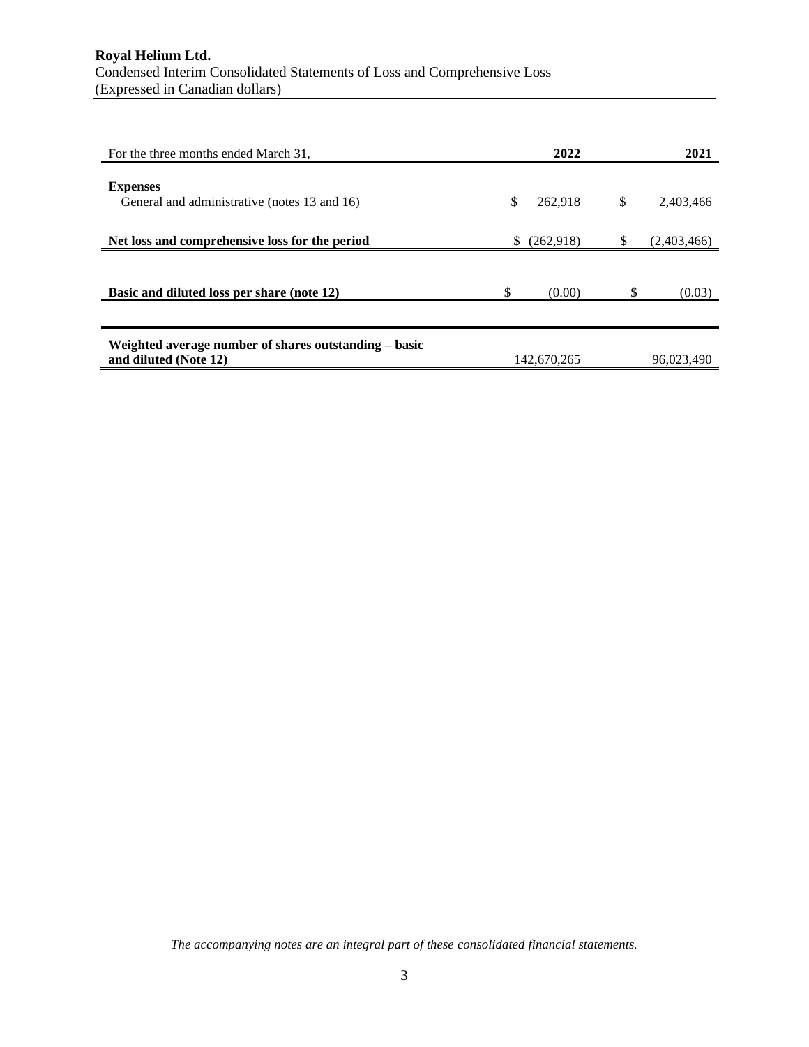**Royal Helium Ltd.**
Condensed Interim Consolidated Statements of Loss and Comprehensive Loss
(Expressed in Canadian dollars)

| For the three months ended March 31, | 2022 | 2021 |
|---|---|---|
| **Expenses** | | |
| General and administrative (notes 13 and 16) | $ 262,918 | $ 2,403,466 |
| **Net loss and comprehensive loss for the period** | $ (262,918) | $ (2,403,466) |
| **Basic and diluted loss per share (note 12)** | $ (0.00) | $ (0.03) |
| **Weighted average number of shares outstanding – basic and diluted (Note 12)** | 142,670,265 | 96,023,490 |

*The accompanying notes are an integral part of these consolidated financial statements.*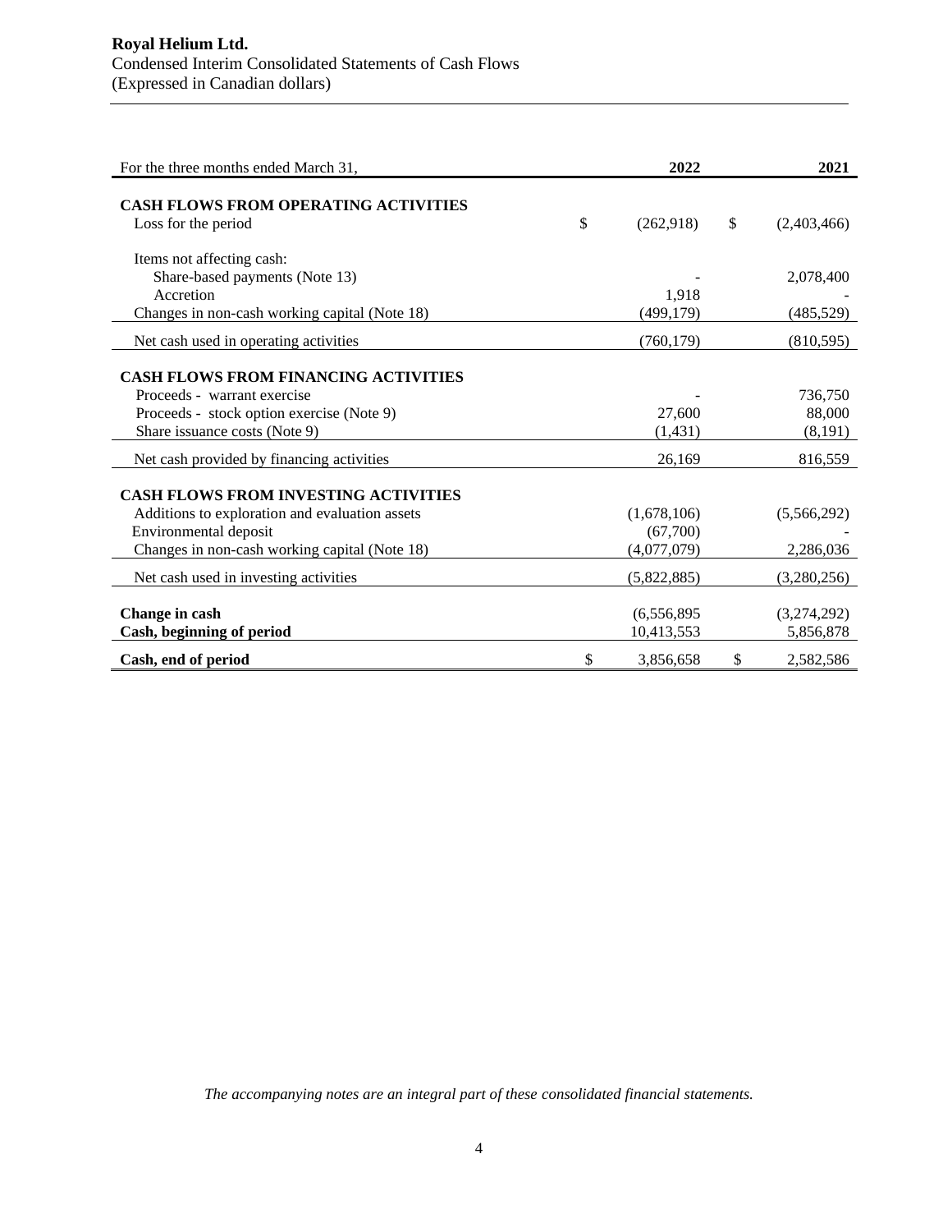**Royal Helium Ltd.**
Condensed Interim Consolidated Statements of Cash Flows
(Expressed in Canadian dollars)

| For the three months ended March 31, | 2022 | 2021 |
|---|---|---|
| **CASH FLOWS FROM OPERATING ACTIVITIES** | | |
| Loss for the period | $ (262,918) | $ (2,403,466) |
| Items not affecting cash: | | |
| Share-based payments (Note 13) | - | 2,078,400 |
| Accretion | 1,918 | - |
| Changes in non-cash working capital (Note 18) | (499,179) | (485,529) |
| Net cash used in operating activities | (760,179) | (810,595) |
| **CASH FLOWS FROM FINANCING ACTIVITIES** | | |
| Proceeds - warrant exercise | - | 736,750 |
| Proceeds - stock option exercise (Note 9) | 27,600 | 88,000 |
| Share issuance costs (Note 9) | (1,431) | (8,191) |
| Net cash provided by financing activities | 26,169 | 816,559 |
| **CASH FLOWS FROM INVESTING ACTIVITIES** | | |
| Additions to exploration and evaluation assets | (1,678,106) | (5,566,292) |
| Environmental deposit | (67,700) | - |
| Changes in non-cash working capital (Note 18) | (4,077,079) | 2,286,036 |
| Net cash used in investing activities | (5,822,885) | (3,280,256) |
| **Change in cash** | (6,556,895 | (3,274,292) |
| **Cash, beginning of period** | 10,413,553 | 5,856,878 |
| **Cash, end of period** | $ 3,856,658 | $ 2,582,586 |

*The accompanying notes are an integral part of these consolidated financial statements.*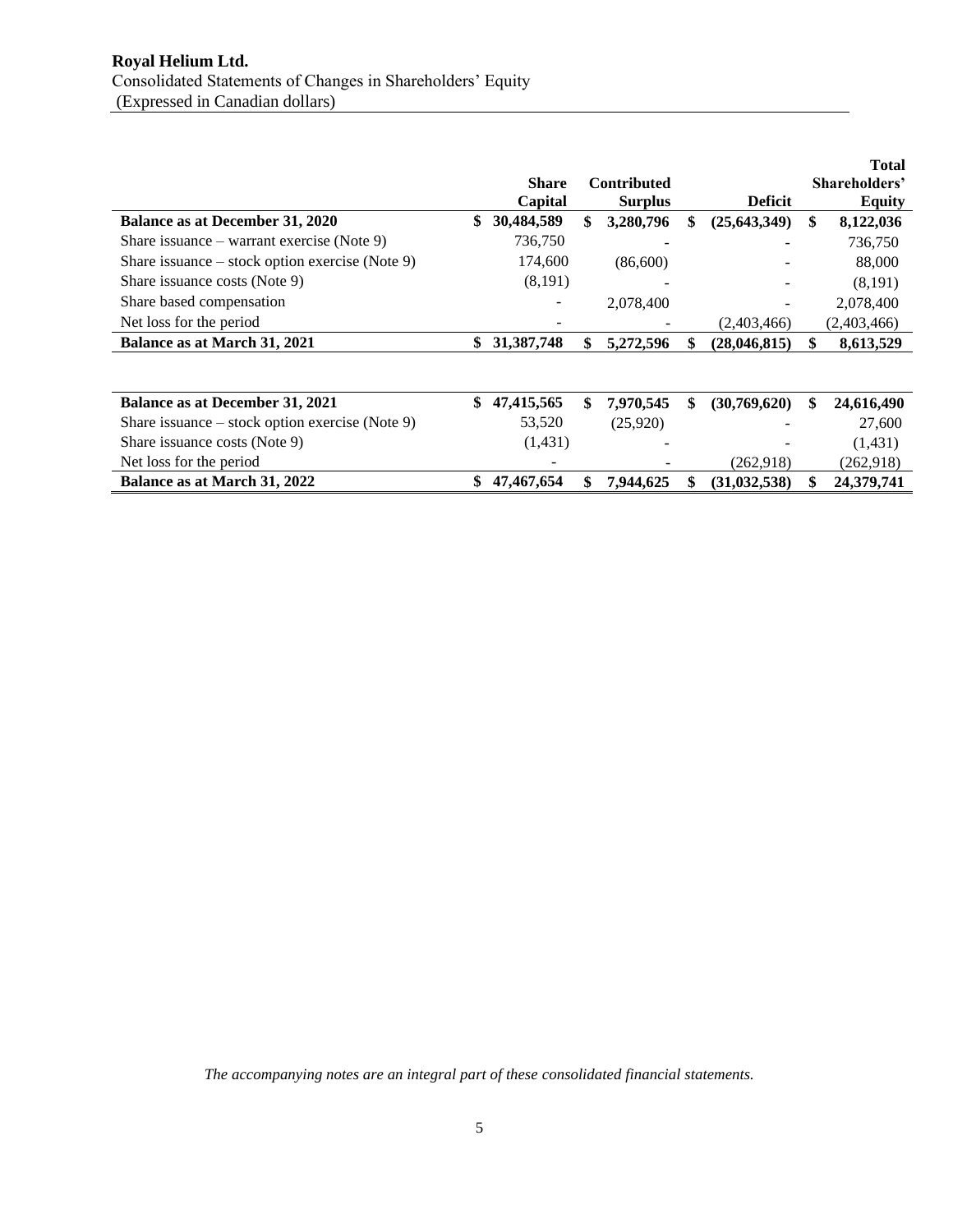**Royal Helium Ltd.**
Consolidated Statements of Changes in Shareholders' Equity
(Expressed in Canadian dollars)

| | Share Capital | Contributed Surplus | Deficit | Total Shareholders' Equity |
|---|---|---|---|---|
| **Balance as at December 31, 2020** | **$ 30,484,589** | **$ 3,280,796** | **$ (25,643,349)** | **$ 8,122,036** |
| Share issuance – warrant exercise (Note 9) | 736,750 | - | - | 736,750 |
| Share issuance – stock option exercise (Note 9) | 174,600 | (86,600) | - | 88,000 |
| Share issuance costs (Note 9) | (8,191) | - | - | (8,191) |
| Share based compensation | - | 2,078,400 | - | 2,078,400 |
| Net loss for the period | - | - | (2,403,466) | (2,403,466) |
| **Balance as at March 31, 2021** | **$ 31,387,748** | **$ 5,272,596** | **$ (28,046,815)** | **$ 8,613,529** |
| | | | | |
| **Balance as at December 31, 2021** | **$ 47,415,565** | **$ 7,970,545** | **$ (30,769,620)** | **$ 24,616,490** |
| Share issuance – stock option exercise (Note 9) | 53,520 | (25,920) | - | 27,600 |
| Share issuance costs (Note 9) | (1,431) | - | - | (1,431) |
| Net loss for the period | - | - | (262,918) | (262,918) |
| **Balance as at March 31, 2022** | **$ 47,467,654** | **$ 7,944,625** | **$ (31,032,538)** | **$ 24,379,741** |

*The accompanying notes are an integral part of these consolidated financial statements.*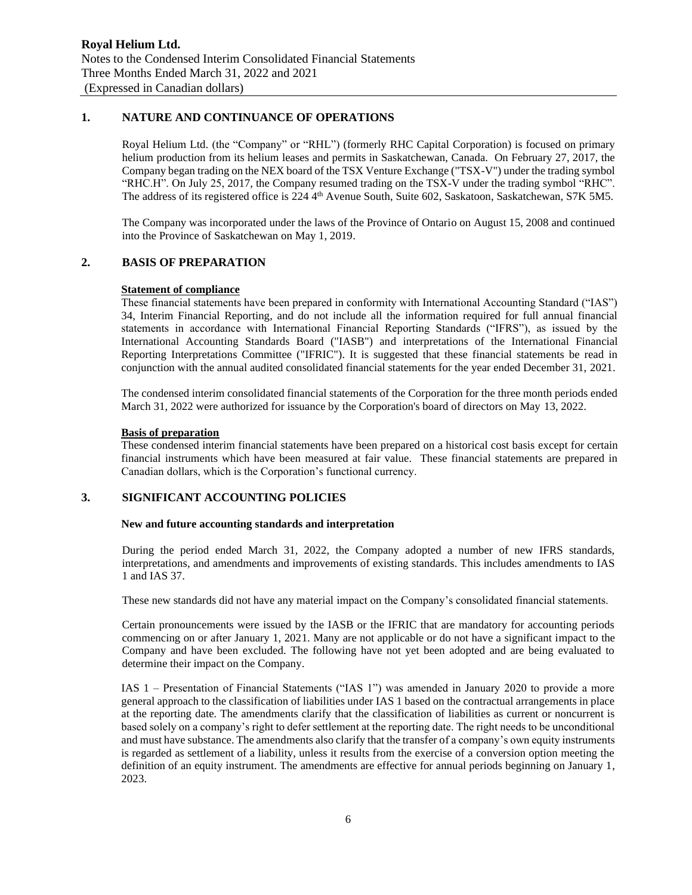## 1. NATURE AND CONTINUANCE OF OPERATIONS

Royal Helium Ltd. (the "Company" or "RHL") (formerly RHC Capital Corporation) is focused on primary helium production from its helium leases and permits in Saskatchewan, Canada. On February 27, 2017, the Company began trading on the NEX board of the TSX Venture Exchange ("TSX-V") under the trading symbol "RHC.H". On July 25, 2017, the Company resumed trading on the TSX-V under the trading symbol "RHC". The address of its registered office is 224 4th Avenue South, Suite 602, Saskatoon, Saskatchewan, S7K 5M5.

The Company was incorporated under the laws of the Province of Ontario on August 15, 2008 and continued into the Province of Saskatchewan on May 1, 2019.

## 2. BASIS OF PREPARATION

**Statement of compliance**

These financial statements have been prepared in conformity with International Accounting Standard ("IAS") 34, Interim Financial Reporting, and do not include all the information required for full annual financial statements in accordance with International Financial Reporting Standards ("IFRS"), as issued by the International Accounting Standards Board ("IASB") and interpretations of the International Financial Reporting Interpretations Committee ("IFRIC"). It is suggested that these financial statements be read in conjunction with the annual audited consolidated financial statements for the year ended December 31, 2021.

The condensed interim consolidated financial statements of the Corporation for the three month periods ended March 31, 2022 were authorized for issuance by the Corporation's board of directors on May 13, 2022.

**Basis of preparation**

These condensed interim financial statements have been prepared on a historical cost basis except for certain financial instruments which have been measured at fair value. These financial statements are prepared in Canadian dollars, which is the Corporation's functional currency.

## 3. SIGNIFICANT ACCOUNTING POLICIES

**New and future accounting standards and interpretation**

During the period ended March 31, 2022, the Company adopted a number of new IFRS standards, interpretations, and amendments and improvements of existing standards. This includes amendments to IAS 1 and IAS 37.

These new standards did not have any material impact on the Company's consolidated financial statements.

Certain pronouncements were issued by the IASB or the IFRIC that are mandatory for accounting periods commencing on or after January 1, 2021. Many are not applicable or do not have a significant impact to the Company and have been excluded. The following have not yet been adopted and are being evaluated to determine their impact on the Company.

IAS 1 – Presentation of Financial Statements ("IAS 1") was amended in January 2020 to provide a more general approach to the classification of liabilities under IAS 1 based on the contractual arrangements in place at the reporting date. The amendments clarify that the classification of liabilities as current or noncurrent is based solely on a company's right to defer settlement at the reporting date. The right needs to be unconditional and must have substance. The amendments also clarify that the transfer of a company's own equity instruments is regarded as settlement of a liability, unless it results from the exercise of a conversion option meeting the definition of an equity instrument. The amendments are effective for annual periods beginning on January 1, 2023.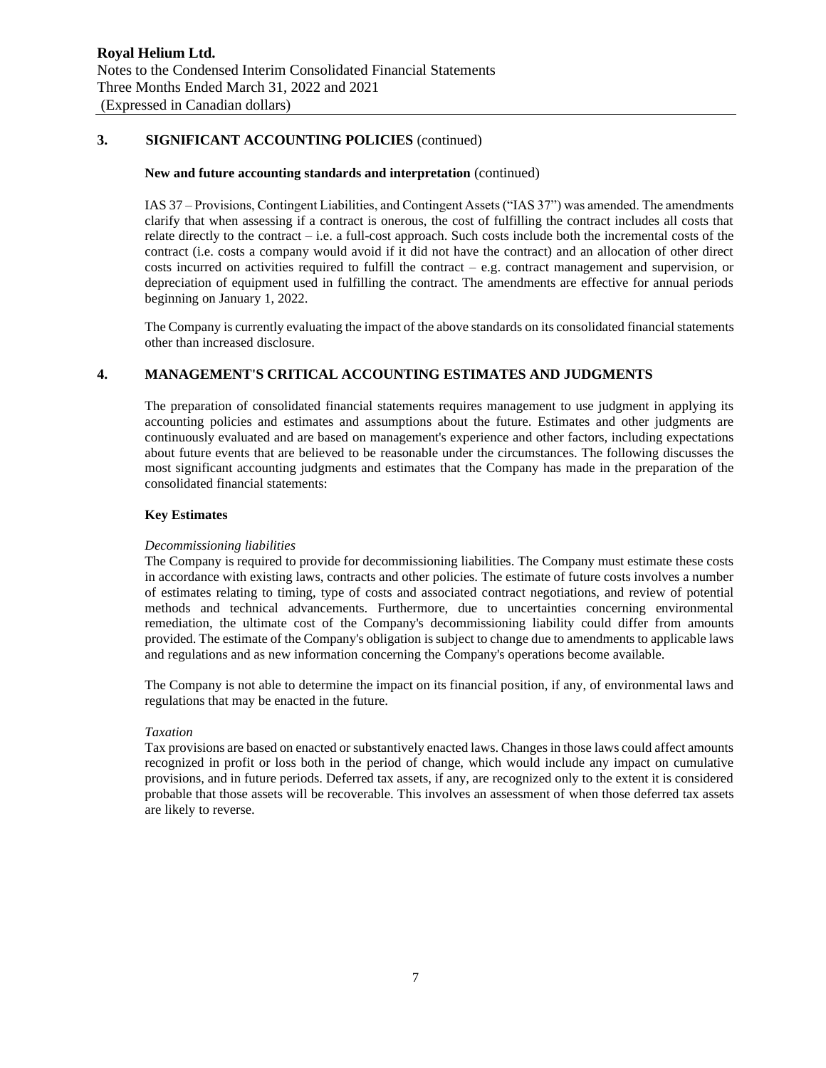## 3. SIGNIFICANT ACCOUNTING POLICIES (continued)

**New and future accounting standards and interpretation** (continued)

IAS 37 – Provisions, Contingent Liabilities, and Contingent Assets ("IAS 37") was amended. The amendments clarify that when assessing if a contract is onerous, the cost of fulfilling the contract includes all costs that relate directly to the contract – i.e. a full-cost approach. Such costs include both the incremental costs of the contract (i.e. costs a company would avoid if it did not have the contract) and an allocation of other direct costs incurred on activities required to fulfill the contract – e.g. contract management and supervision, or depreciation of equipment used in fulfilling the contract. The amendments are effective for annual periods beginning on January 1, 2022.

The Company is currently evaluating the impact of the above standards on its consolidated financial statements other than increased disclosure.

## 4. MANAGEMENT'S CRITICAL ACCOUNTING ESTIMATES AND JUDGMENTS

The preparation of consolidated financial statements requires management to use judgment in applying its accounting policies and estimates and assumptions about the future. Estimates and other judgments are continuously evaluated and are based on management's experience and other factors, including expectations about future events that are believed to be reasonable under the circumstances. The following discusses the most significant accounting judgments and estimates that the Company has made in the preparation of the consolidated financial statements:

### Key Estimates

*Decommissioning liabilities*

The Company is required to provide for decommissioning liabilities. The Company must estimate these costs in accordance with existing laws, contracts and other policies. The estimate of future costs involves a number of estimates relating to timing, type of costs and associated contract negotiations, and review of potential methods and technical advancements. Furthermore, due to uncertainties concerning environmental remediation, the ultimate cost of the Company's decommissioning liability could differ from amounts provided. The estimate of the Company's obligation is subject to change due to amendments to applicable laws and regulations and as new information concerning the Company's operations become available.

The Company is not able to determine the impact on its financial position, if any, of environmental laws and regulations that may be enacted in the future.

*Taxation*

Tax provisions are based on enacted or substantively enacted laws. Changes in those laws could affect amounts recognized in profit or loss both in the period of change, which would include any impact on cumulative provisions, and in future periods. Deferred tax assets, if any, are recognized only to the extent it is considered probable that those assets will be recoverable. This involves an assessment of when those deferred tax assets are likely to reverse.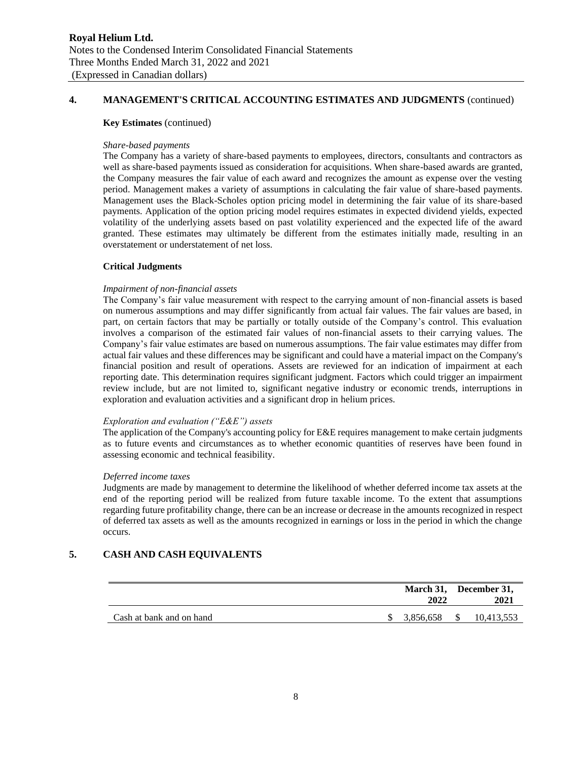## 4. MANAGEMENT'S CRITICAL ACCOUNTING ESTIMATES AND JUDGMENTS (continued)

**Key Estimates** (continued)

*Share-based payments*

The Company has a variety of share-based payments to employees, directors, consultants and contractors as well as share-based payments issued as consideration for acquisitions. When share-based awards are granted, the Company measures the fair value of each award and recognizes the amount as expense over the vesting period. Management makes a variety of assumptions in calculating the fair value of share-based payments. Management uses the Black-Scholes option pricing model in determining the fair value of its share-based payments. Application of the option pricing model requires estimates in expected dividend yields, expected volatility of the underlying assets based on past volatility experienced and the expected life of the award granted. These estimates may ultimately be different from the estimates initially made, resulting in an overstatement or understatement of net loss.

**Critical Judgments**

*Impairment of non-financial assets*

The Company's fair value measurement with respect to the carrying amount of non-financial assets is based on numerous assumptions and may differ significantly from actual fair values. The fair values are based, in part, on certain factors that may be partially or totally outside of the Company's control. This evaluation involves a comparison of the estimated fair values of non-financial assets to their carrying values. The Company's fair value estimates are based on numerous assumptions. The fair value estimates may differ from actual fair values and these differences may be significant and could have a material impact on the Company's financial position and result of operations. Assets are reviewed for an indication of impairment at each reporting date. This determination requires significant judgment. Factors which could trigger an impairment review include, but are not limited to, significant negative industry or economic trends, interruptions in exploration and evaluation activities and a significant drop in helium prices.

*Exploration and evaluation ("E&E") assets*

The application of the Company's accounting policy for E&E requires management to make certain judgments as to future events and circumstances as to whether economic quantities of reserves have been found in assessing economic and technical feasibility.

*Deferred income taxes*

Judgments are made by management to determine the likelihood of whether deferred income tax assets at the end of the reporting period will be realized from future taxable income. To the extent that assumptions regarding future profitability change, there can be an increase or decrease in the amounts recognized in respect of deferred tax assets as well as the amounts recognized in earnings or loss in the period in which the change occurs.

## 5. CASH AND CASH EQUIVALENTS

| | March 31, 2022 | December 31, 2021 |
|---|---|---|
| Cash at bank and on hand | $ 3,856,658 | $ 10,413,553 |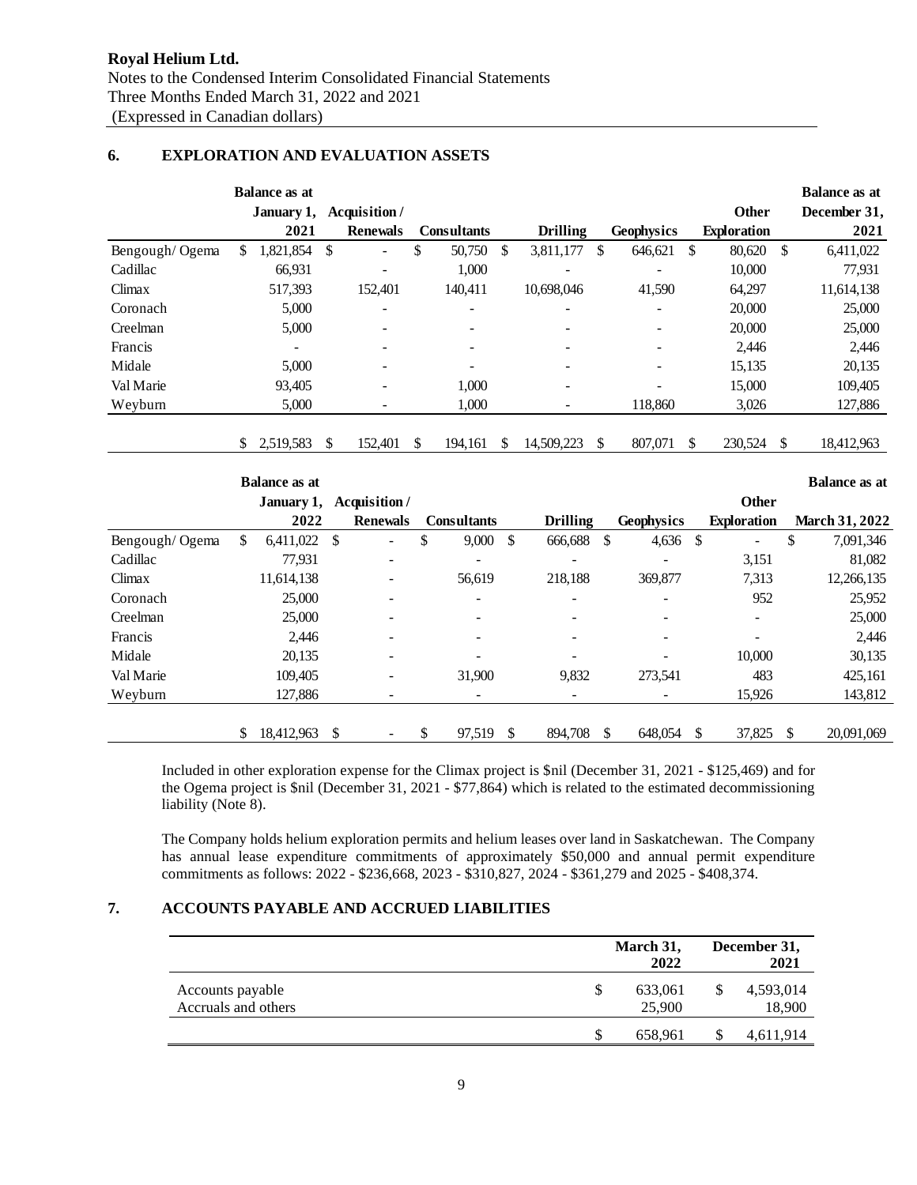Royal Helium Ltd.
Notes to the Condensed Interim Consolidated Financial Statements
Three Months Ended March 31, 2022 and 2021
(Expressed in Canadian dollars)

## 6. EXPLORATION AND EVALUATION ASSETS

| | Balance as at January 1, 2021 | Acquisition / Renewals | Consultants | Drilling | Geophysics | Other Exploration | Balance as at December 31, 2021 |
|---|---|---|---|---|---|---|---|
| Bengough/ Ogema | $ 1,821,854 | $ - | $ 50,750 | $ 3,811,177 | $ 646,621 | $ 80,620 | $ 6,411,022 |
| Cadillac | 66,931 | - | 1,000 | - | - | 10,000 | 77,931 |
| Climax | 517,393 | 152,401 | 140,411 | 10,698,046 | 41,590 | 64,297 | 11,614,138 |
| Coronach | 5,000 | - | - | - | - | 20,000 | 25,000 |
| Creelman | 5,000 | - | - | - | - | 20,000 | 25,000 |
| Francis | - | - | - | - | - | 2,446 | 2,446 |
| Midale | 5,000 | - | - | - | - | 15,135 | 20,135 |
| Val Marie | 93,405 | - | 1,000 | - | - | 15,000 | 109,405 |
| Weyburn | 5,000 | - | 1,000 | - | 118,860 | 3,026 | 127,886 |
| | $ 2,519,583 | $ 152,401 | $ 194,161 | $ 14,509,223 | $ 807,071 | $ 230,524 | $ 18,412,963 |

| | Balance as at January 1, 2022 | Acquisition / Renewals | Consultants | Drilling | Geophysics | Other Exploration | Balance as at March 31, 2022 |
|---|---|---|---|---|---|---|---|
| Bengough/ Ogema | $ 6,411,022 | $ - | $ 9,000 | $ 666,688 | $ 4,636 | $ - | $ 7,091,346 |
| Cadillac | 77,931 | - | - | - | - | 3,151 | 81,082 |
| Climax | 11,614,138 | - | 56,619 | 218,188 | 369,877 | 7,313 | 12,266,135 |
| Coronach | 25,000 | - | - | - | - | 952 | 25,952 |
| Creelman | 25,000 | - | - | - | - | - | 25,000 |
| Francis | 2,446 | - | - | - | - | - | 2,446 |
| Midale | 20,135 | - | - | - | - | 10,000 | 30,135 |
| Val Marie | 109,405 | - | 31,900 | 9,832 | 273,541 | 483 | 425,161 |
| Weyburn | 127,886 | - | - | - | - | 15,926 | 143,812 |
| | $ 18,412,963 | $ - | $ 97,519 | $ 894,708 | $ 648,054 | $ 37,825 | $ 20,091,069 |

Included in other exploration expense for the Climax project is $nil (December 31, 2021 - $125,469) and for the Ogema project is $nil (December 31, 2021 - $77,864) which is related to the estimated decommissioning liability (Note 8).

The Company holds helium exploration permits and helium leases over land in Saskatchewan. The Company has annual lease expenditure commitments of approximately $50,000 and annual permit expenditure commitments as follows: 2022 - $236,668, 2023 - $310,827, 2024 - $361,279 and 2025 - $408,374.

## 7. ACCOUNTS PAYABLE AND ACCRUED LIABILITIES

| | March 31, 2022 | December 31, 2021 |
|---|---|---|
| Accounts payable | $ 633,061 | $ 4,593,014 |
| Accruals and others | 25,900 | 18,900 |
| | $ 658,961 | $ 4,611,914 |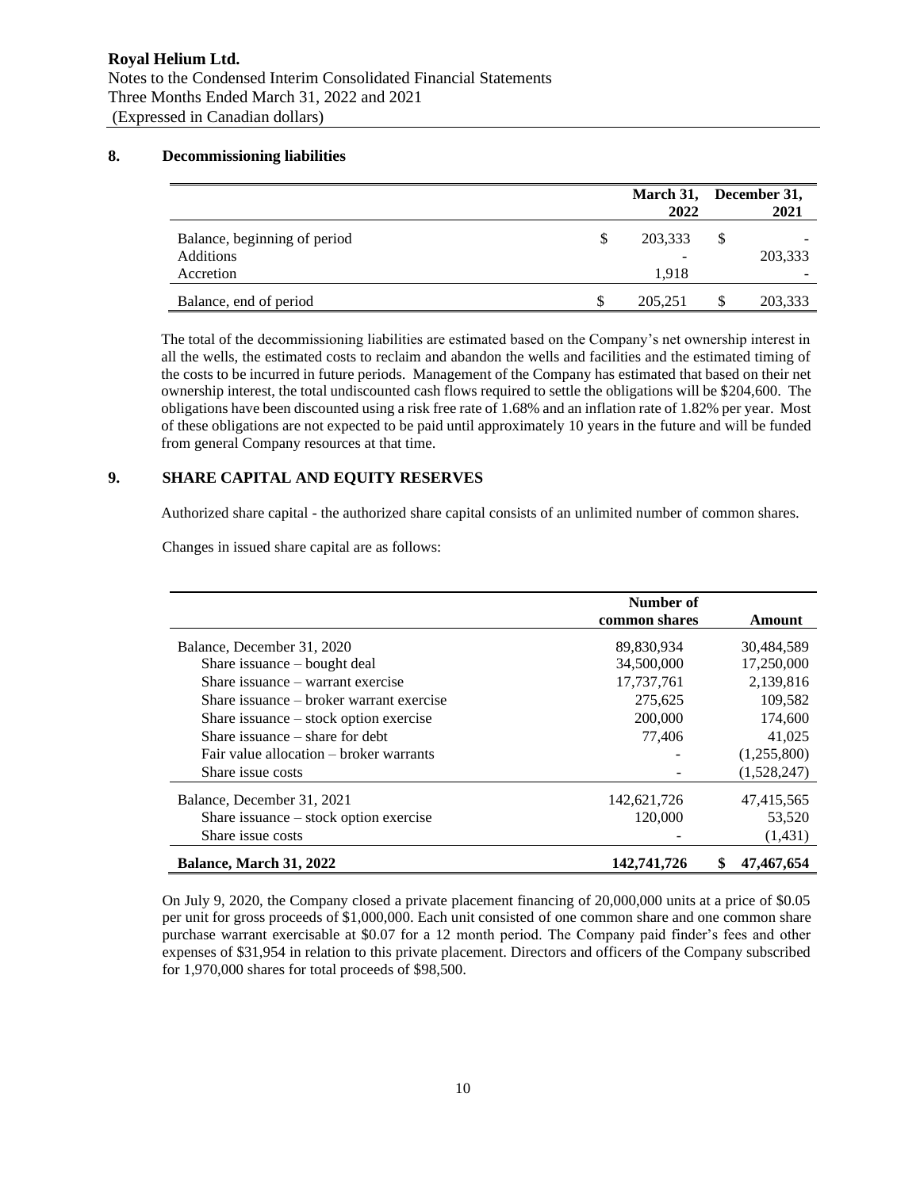## 8. Decommissioning liabilities

| | | March 31, 2022 | | December 31, 2021 |
|---|---|---|---|---|
| Balance, beginning of period | $ | 203,333 | $ | - |
| Additions | | - | | 203,333 |
| Accretion | | 1,918 | | - |
| Balance, end of period | $ | 205,251 | $ | 203,333 |

The total of the decommissioning liabilities are estimated based on the Company's net ownership interest in all the wells, the estimated costs to reclaim and abandon the wells and facilities and the estimated timing of the costs to be incurred in future periods. Management of the Company has estimated that based on their net ownership interest, the total undiscounted cash flows required to settle the obligations will be $204,600. The obligations have been discounted using a risk free rate of 1.68% and an inflation rate of 1.82% per year. Most of these obligations are not expected to be paid until approximately 10 years in the future and will be funded from general Company resources at that time.

## 9. SHARE CAPITAL AND EQUITY RESERVES

Authorized share capital - the authorized share capital consists of an unlimited number of common shares.

Changes in issued share capital are as follows:

| | Number of common shares | Amount |
|---|---|---|
| Balance, December 31, 2020 | 89,830,934 | 30,484,589 |
| Share issuance – bought deal | 34,500,000 | 17,250,000 |
| Share issuance – warrant exercise | 17,737,761 | 2,139,816 |
| Share issuance – broker warrant exercise | 275,625 | 109,582 |
| Share issuance – stock option exercise | 200,000 | 174,600 |
| Share issuance – share for debt | 77,406 | 41,025 |
| Fair value allocation – broker warrants | - | (1,255,800) |
| Share issue costs | - | (1,528,247) |
| Balance, December 31, 2021 | 142,621,726 | 47,415,565 |
| Share issuance – stock option exercise | 120,000 | 53,520 |
| Share issue costs | - | (1,431) |
| **Balance, March 31, 2022** | **142,741,726** | **$ 47,467,654** |

On July 9, 2020, the Company closed a private placement financing of 20,000,000 units at a price of $0.05 per unit for gross proceeds of $1,000,000. Each unit consisted of one common share and one common share purchase warrant exercisable at $0.07 for a 12 month period. The Company paid finder's fees and other expenses of $31,954 in relation to this private placement. Directors and officers of the Company subscribed for 1,970,000 shares for total proceeds of $98,500.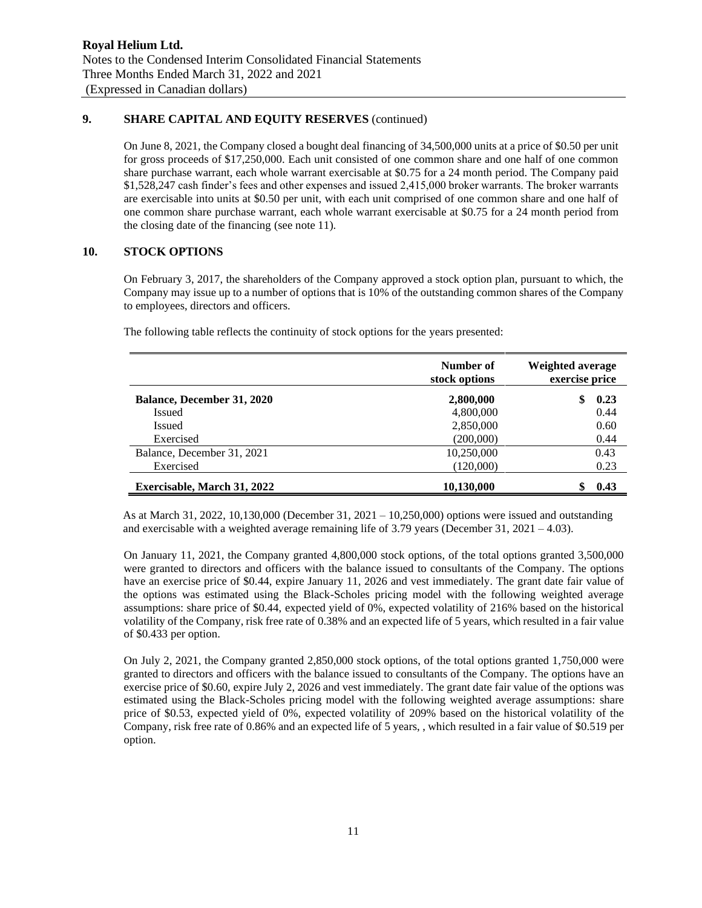## 9. SHARE CAPITAL AND EQUITY RESERVES (continued)

On June 8, 2021, the Company closed a bought deal financing of 34,500,000 units at a price of $0.50 per unit for gross proceeds of $17,250,000. Each unit consisted of one common share and one half of one common share purchase warrant, each whole warrant exercisable at $0.75 for a 24 month period. The Company paid $1,528,247 cash finder's fees and other expenses and issued 2,415,000 broker warrants. The broker warrants are exercisable into units at $0.50 per unit, with each unit comprised of one common share and one half of one common share purchase warrant, each whole warrant exercisable at $0.75 for a 24 month period from the closing date of the financing (see note 11).

## 10. STOCK OPTIONS

On February 3, 2017, the shareholders of the Company approved a stock option plan, pursuant to which, the Company may issue up to a number of options that is 10% of the outstanding common shares of the Company to employees, directors and officers.

The following table reflects the continuity of stock options for the years presented:

| | Number of stock options | Weighted average exercise price |
|---|---|---|
| **Balance, December 31, 2020** | **2,800,000** | **$ 0.23** |
| Issued | 4,800,000 | 0.44 |
| Issued | 2,850,000 | 0.60 |
| Exercised | (200,000) | 0.44 |
| Balance, December 31, 2021 | 10,250,000 | 0.43 |
| Exercised | (120,000) | 0.23 |
| **Exercisable, March 31, 2022** | **10,130,000** | **$ 0.43** |

As at March 31, 2022, 10,130,000 (December 31, 2021 – 10,250,000) options were issued and outstanding and exercisable with a weighted average remaining life of 3.79 years (December 31, 2021 – 4.03).

On January 11, 2021, the Company granted 4,800,000 stock options, of the total options granted 3,500,000 were granted to directors and officers with the balance issued to consultants of the Company. The options have an exercise price of $0.44, expire January 11, 2026 and vest immediately. The grant date fair value of the options was estimated using the Black-Scholes pricing model with the following weighted average assumptions: share price of $0.44, expected yield of 0%, expected volatility of 216% based on the historical volatility of the Company, risk free rate of 0.38% and an expected life of 5 years, which resulted in a fair value of $0.433 per option.

On July 2, 2021, the Company granted 2,850,000 stock options, of the total options granted 1,750,000 were granted to directors and officers with the balance issued to consultants of the Company. The options have an exercise price of $0.60, expire July 2, 2026 and vest immediately. The grant date fair value of the options was estimated using the Black-Scholes pricing model with the following weighted average assumptions: share price of $0.53, expected yield of 0%, expected volatility of 209% based on the historical volatility of the Company, risk free rate of 0.86% and an expected life of 5 years, , which resulted in a fair value of $0.519 per option.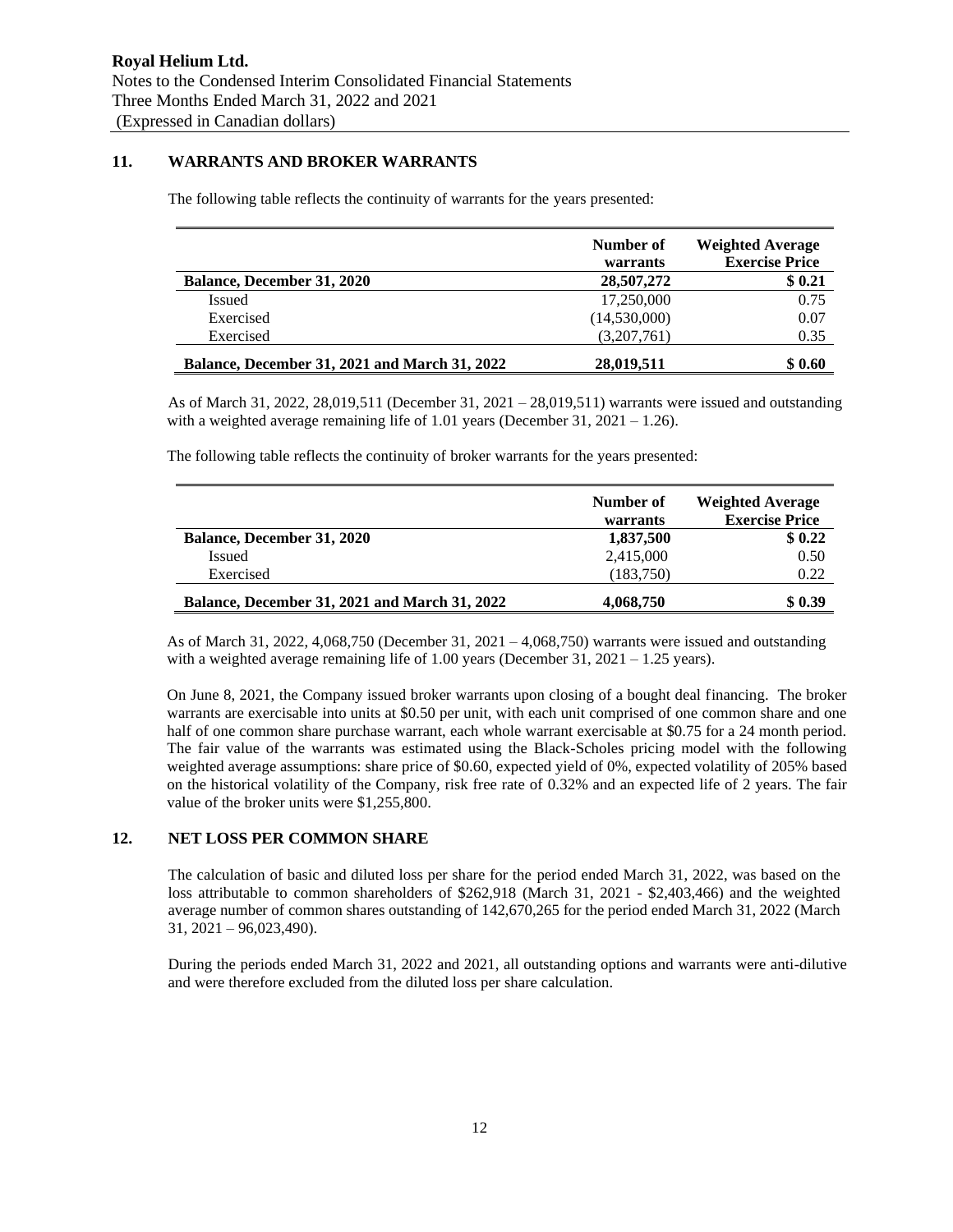Royal Helium Ltd.
Notes to the Condensed Interim Consolidated Financial Statements
Three Months Ended March 31, 2022 and 2021
(Expressed in Canadian dollars)

## 11. WARRANTS AND BROKER WARRANTS

The following table reflects the continuity of warrants for the years presented:

| | Number of warrants | Weighted Average Exercise Price |
|---|---|---|
| **Balance, December 31, 2020** | **28,507,272** | **$ 0.21** |
| Issued | 17,250,000 | 0.75 |
| Exercised | (14,530,000) | 0.07 |
| Exercised | (3,207,761) | 0.35 |
| **Balance, December 31, 2021 and March 31, 2022** | **28,019,511** | **$ 0.60** |

As of March 31, 2022, 28,019,511 (December 31, 2021 – 28,019,511) warrants were issued and outstanding with a weighted average remaining life of 1.01 years (December 31, 2021 – 1.26).

The following table reflects the continuity of broker warrants for the years presented:

| | Number of warrants | Weighted Average Exercise Price |
|---|---|---|
| **Balance, December 31, 2020** | **1,837,500** | **$ 0.22** |
| Issued | 2,415,000 | 0.50 |
| Exercised | (183,750) | 0.22 |
| **Balance, December 31, 2021 and March 31, 2022** | **4,068,750** | **$ 0.39** |

As of March 31, 2022, 4,068,750 (December 31, 2021 – 4,068,750) warrants were issued and outstanding with a weighted average remaining life of 1.00 years (December 31, 2021 – 1.25 years).

On June 8, 2021, the Company issued broker warrants upon closing of a bought deal financing. The broker warrants are exercisable into units at $0.50 per unit, with each unit comprised of one common share and one half of one common share purchase warrant, each whole warrant exercisable at $0.75 for a 24 month period. The fair value of the warrants was estimated using the Black-Scholes pricing model with the following weighted average assumptions: share price of $0.60, expected yield of 0%, expected volatility of 205% based on the historical volatility of the Company, risk free rate of 0.32% and an expected life of 2 years. The fair value of the broker units were $1,255,800.

## 12. NET LOSS PER COMMON SHARE

The calculation of basic and diluted loss per share for the period ended March 31, 2022, was based on the loss attributable to common shareholders of $262,918 (March 31, 2021 - $2,403,466) and the weighted average number of common shares outstanding of 142,670,265 for the period ended March 31, 2022 (March 31, 2021 – 96,023,490).

During the periods ended March 31, 2022 and 2021, all outstanding options and warrants were anti-dilutive and were therefore excluded from the diluted loss per share calculation.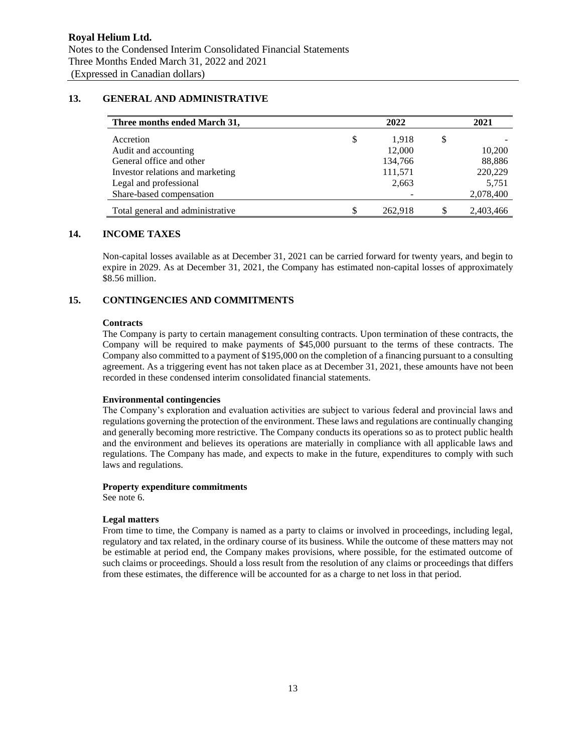## 13. GENERAL AND ADMINISTRATIVE

| Three months ended March 31, | 2022 | 2021 |
|---|---|---|
| Accretion | $ 1,918 | $ - |
| Audit and accounting | 12,000 | 10,200 |
| General office and other | 134,766 | 88,886 |
| Investor relations and marketing | 111,571 | 220,229 |
| Legal and professional | 2,663 | 5,751 |
| Share-based compensation | - | 2,078,400 |
| Total general and administrative | $ 262,918 | $ 2,403,466 |

## 14. INCOME TAXES

Non-capital losses available as at December 31, 2021 can be carried forward for twenty years, and begin to expire in 2029. As at December 31, 2021, the Company has estimated non-capital losses of approximately $8.56 million.

## 15. CONTINGENCIES AND COMMITMENTS

**Contracts**

The Company is party to certain management consulting contracts. Upon termination of these contracts, the Company will be required to make payments of $45,000 pursuant to the terms of these contracts. The Company also committed to a payment of $195,000 on the completion of a financing pursuant to a consulting agreement. As a triggering event has not taken place as at December 31, 2021, these amounts have not been recorded in these condensed interim consolidated financial statements.

**Environmental contingencies**

The Company's exploration and evaluation activities are subject to various federal and provincial laws and regulations governing the protection of the environment. These laws and regulations are continually changing and generally becoming more restrictive. The Company conducts its operations so as to protect public health and the environment and believes its operations are materially in compliance with all applicable laws and regulations. The Company has made, and expects to make in the future, expenditures to comply with such laws and regulations.

**Property expenditure commitments**

See note 6.

**Legal matters**

From time to time, the Company is named as a party to claims or involved in proceedings, including legal, regulatory and tax related, in the ordinary course of its business. While the outcome of these matters may not be estimable at period end, the Company makes provisions, where possible, for the estimated outcome of such claims or proceedings. Should a loss result from the resolution of any claims or proceedings that differs from these estimates, the difference will be accounted for as a charge to net loss in that period.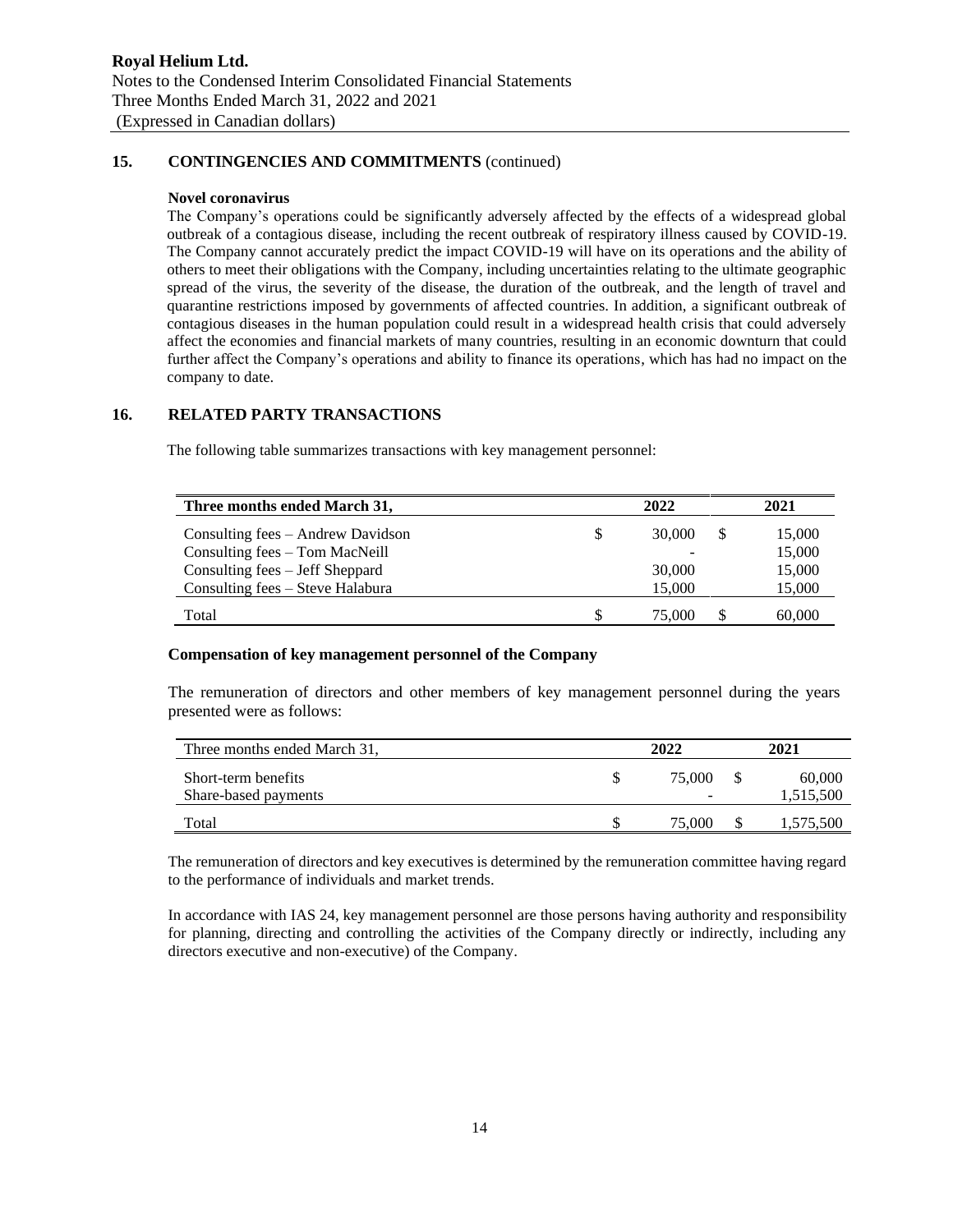## 15. CONTINGENCIES AND COMMITMENTS (continued)

**Novel coronavirus**

The Company's operations could be significantly adversely affected by the effects of a widespread global outbreak of a contagious disease, including the recent outbreak of respiratory illness caused by COVID-19. The Company cannot accurately predict the impact COVID-19 will have on its operations and the ability of others to meet their obligations with the Company, including uncertainties relating to the ultimate geographic spread of the virus, the severity of the disease, the duration of the outbreak, and the length of travel and quarantine restrictions imposed by governments of affected countries. In addition, a significant outbreak of contagious diseases in the human population could result in a widespread health crisis that could adversely affect the economies and financial markets of many countries, resulting in an economic downturn that could further affect the Company's operations and ability to finance its operations, which has had no impact on the company to date.

## 16. RELATED PARTY TRANSACTIONS

The following table summarizes transactions with key management personnel:

| Three months ended March 31, | 2022 | 2021 |
|---|---|---|
| Consulting fees – Andrew Davidson | $ 30,000 | $ 15,000 |
| Consulting fees – Tom MacNeill | - | 15,000 |
| Consulting fees – Jeff Sheppard | 30,000 | 15,000 |
| Consulting fees – Steve Halabura | 15,000 | 15,000 |
| Total | $ 75,000 | $ 60,000 |

**Compensation of key management personnel of the Company**

The remuneration of directors and other members of key management personnel during the years presented were as follows:

| Three months ended March 31, | 2022 | 2021 |
|---|---|---|
| Short-term benefits | $ 75,000 | $ 60,000 |
| Share-based payments | - | 1,515,500 |
| Total | $ 75,000 | $ 1,575,500 |

The remuneration of directors and key executives is determined by the remuneration committee having regard to the performance of individuals and market trends.

In accordance with IAS 24, key management personnel are those persons having authority and responsibility for planning, directing and controlling the activities of the Company directly or indirectly, including any directors executive and non-executive) of the Company.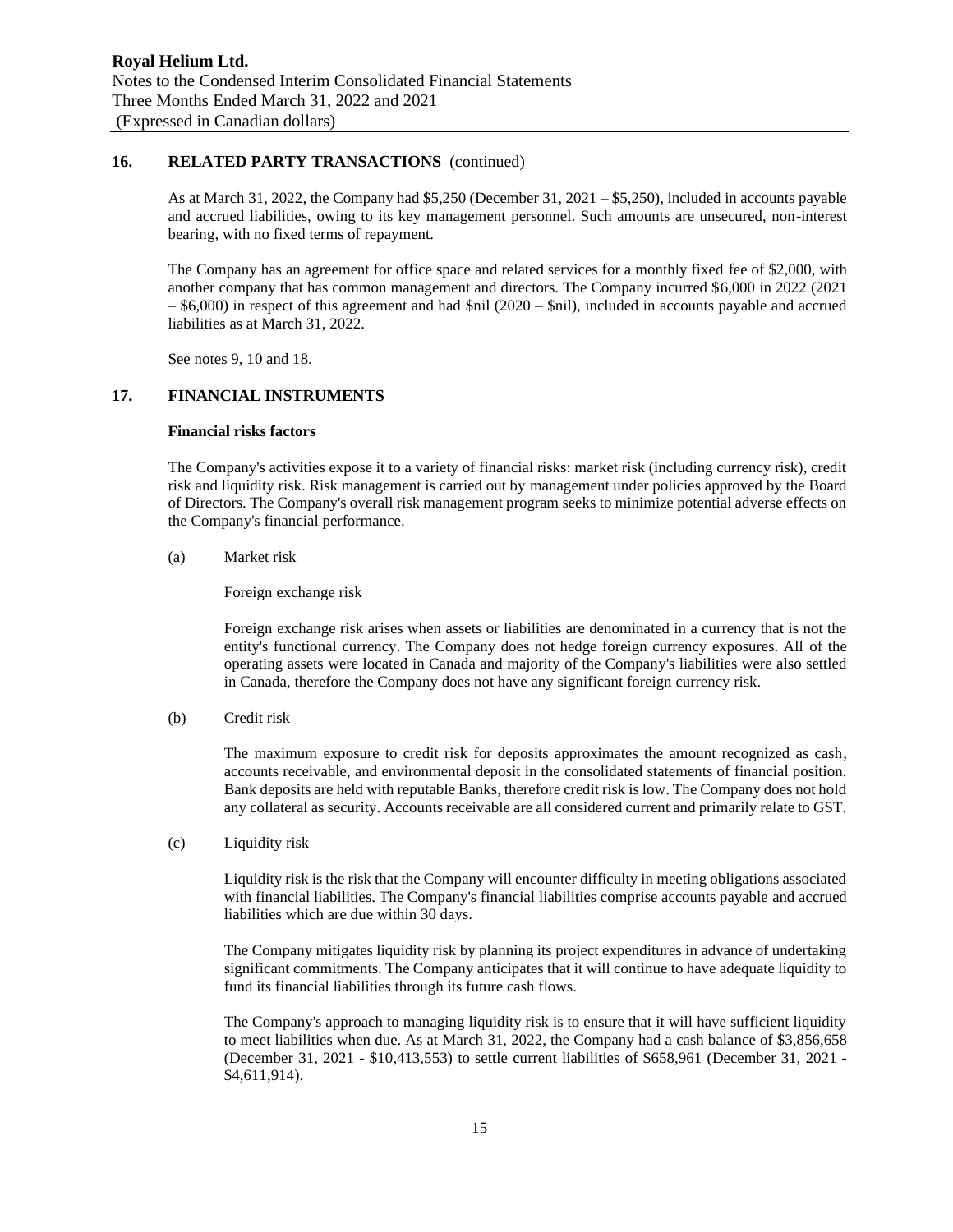## 16. RELATED PARTY TRANSACTIONS (continued)

As at March 31, 2022, the Company had $5,250 (December 31, 2021 – $5,250), included in accounts payable and accrued liabilities, owing to its key management personnel. Such amounts are unsecured, non-interest bearing, with no fixed terms of repayment.

The Company has an agreement for office space and related services for a monthly fixed fee of $2,000, with another company that has common management and directors. The Company incurred $6,000 in 2022 (2021 – $6,000) in respect of this agreement and had $nil (2020 – $nil), included in accounts payable and accrued liabilities as at March 31, 2022.

See notes 9, 10 and 18.

## 17. FINANCIAL INSTRUMENTS

### Financial risks factors

The Company's activities expose it to a variety of financial risks: market risk (including currency risk), credit risk and liquidity risk. Risk management is carried out by management under policies approved by the Board of Directors. The Company's overall risk management program seeks to minimize potential adverse effects on the Company's financial performance.

(a) Market risk

Foreign exchange risk

Foreign exchange risk arises when assets or liabilities are denominated in a currency that is not the entity's functional currency. The Company does not hedge foreign currency exposures. All of the operating assets were located in Canada and majority of the Company's liabilities were also settled in Canada, therefore the Company does not have any significant foreign currency risk.

(b) Credit risk

The maximum exposure to credit risk for deposits approximates the amount recognized as cash, accounts receivable, and environmental deposit in the consolidated statements of financial position. Bank deposits are held with reputable Banks, therefore credit risk is low. The Company does not hold any collateral as security. Accounts receivable are all considered current and primarily relate to GST.

(c) Liquidity risk

Liquidity risk is the risk that the Company will encounter difficulty in meeting obligations associated with financial liabilities. The Company's financial liabilities comprise accounts payable and accrued liabilities which are due within 30 days.

The Company mitigates liquidity risk by planning its project expenditures in advance of undertaking significant commitments. The Company anticipates that it will continue to have adequate liquidity to fund its financial liabilities through its future cash flows.

The Company's approach to managing liquidity risk is to ensure that it will have sufficient liquidity to meet liabilities when due. As at March 31, 2022, the Company had a cash balance of $3,856,658 (December 31, 2021 - $10,413,553) to settle current liabilities of $658,961 (December 31, 2021 - $4,611,914).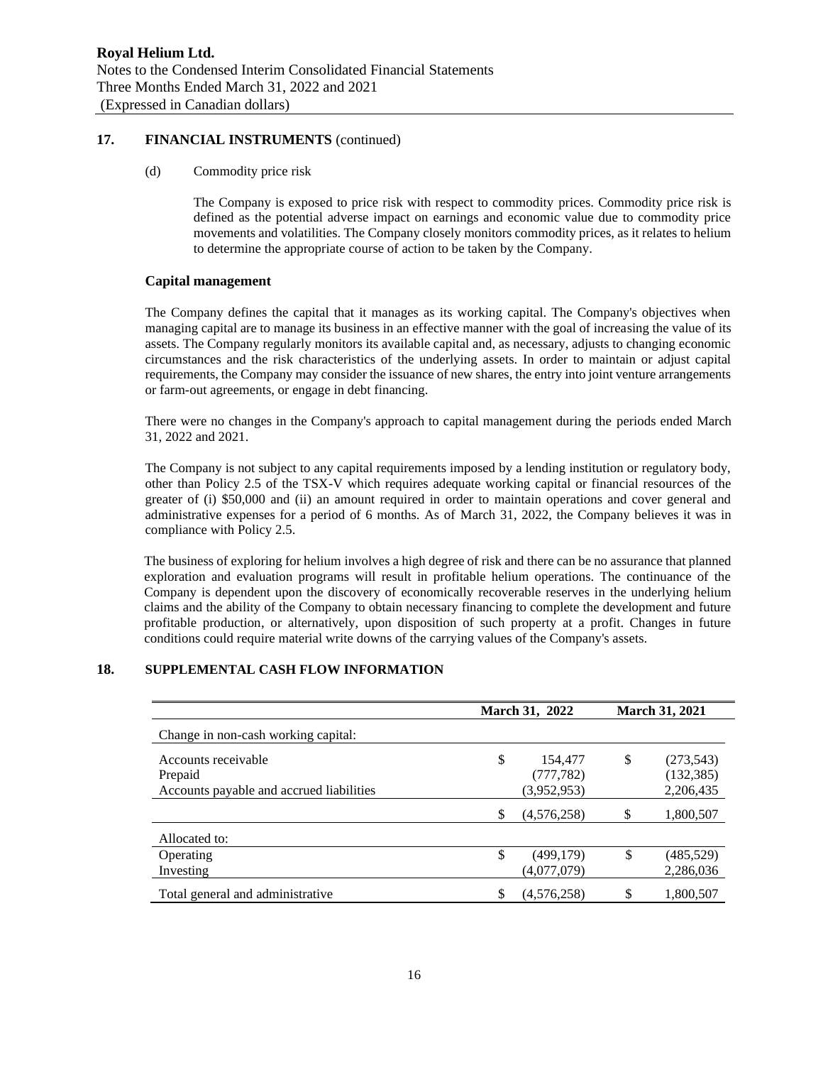## 17. FINANCIAL INSTRUMENTS (continued)

(d) Commodity price risk

The Company is exposed to price risk with respect to commodity prices. Commodity price risk is defined as the potential adverse impact on earnings and economic value due to commodity price movements and volatilities. The Company closely monitors commodity prices, as it relates to helium to determine the appropriate course of action to be taken by the Company.

### Capital management

The Company defines the capital that it manages as its working capital. The Company's objectives when managing capital are to manage its business in an effective manner with the goal of increasing the value of its assets. The Company regularly monitors its available capital and, as necessary, adjusts to changing economic circumstances and the risk characteristics of the underlying assets. In order to maintain or adjust capital requirements, the Company may consider the issuance of new shares, the entry into joint venture arrangements or farm-out agreements, or engage in debt financing.

There were no changes in the Company's approach to capital management during the periods ended March 31, 2022 and 2021.

The Company is not subject to any capital requirements imposed by a lending institution or regulatory body, other than Policy 2.5 of the TSX-V which requires adequate working capital or financial resources of the greater of (i) $50,000 and (ii) an amount required in order to maintain operations and cover general and administrative expenses for a period of 6 months. As of March 31, 2022, the Company believes it was in compliance with Policy 2.5.

The business of exploring for helium involves a high degree of risk and there can be no assurance that planned exploration and evaluation programs will result in profitable helium operations. The continuance of the Company is dependent upon the discovery of economically recoverable reserves in the underlying helium claims and the ability of the Company to obtain necessary financing to complete the development and future profitable production, or alternatively, upon disposition of such property at a profit. Changes in future conditions could require material write downs of the carrying values of the Company's assets.

## 18. SUPPLEMENTAL CASH FLOW INFORMATION

| | March 31, 2022 | March 31, 2021 |
|---|---|---|
| Change in non-cash working capital: | | |
| Accounts receivable | $ 154,477 | $ (273,543) |
| Prepaid | (777,782) | (132,385) |
| Accounts payable and accrued liabilities | (3,952,953) | 2,206,435 |
| | $ (4,576,258) | $ 1,800,507 |
| Allocated to: | | |
| Operating | $ (499,179) | $ (485,529) |
| Investing | (4,077,079) | 2,286,036 |
| Total general and administrative | $ (4,576,258) | $ 1,800,507 |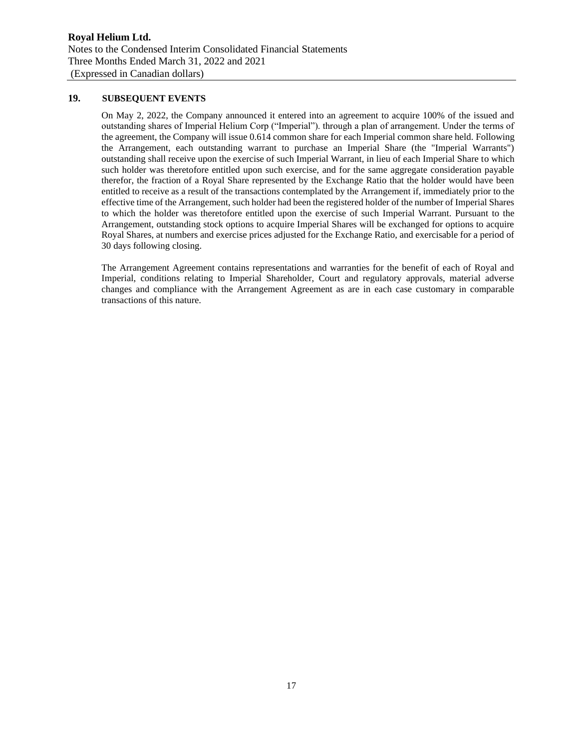## 19. SUBSEQUENT EVENTS

On May 2, 2022, the Company announced it entered into an agreement to acquire 100% of the issued and outstanding shares of Imperial Helium Corp ("Imperial"). through a plan of arrangement. Under the terms of the agreement, the Company will issue 0.614 common share for each Imperial common share held. Following the Arrangement, each outstanding warrant to purchase an Imperial Share (the "Imperial Warrants") outstanding shall receive upon the exercise of such Imperial Warrant, in lieu of each Imperial Share to which such holder was theretofore entitled upon such exercise, and for the same aggregate consideration payable therefor, the fraction of a Royal Share represented by the Exchange Ratio that the holder would have been entitled to receive as a result of the transactions contemplated by the Arrangement if, immediately prior to the effective time of the Arrangement, such holder had been the registered holder of the number of Imperial Shares to which the holder was theretofore entitled upon the exercise of such Imperial Warrant. Pursuant to the Arrangement, outstanding stock options to acquire Imperial Shares will be exchanged for options to acquire Royal Shares, at numbers and exercise prices adjusted for the Exchange Ratio, and exercisable for a period of 30 days following closing.

The Arrangement Agreement contains representations and warranties for the benefit of each of Royal and Imperial, conditions relating to Imperial Shareholder, Court and regulatory approvals, material adverse changes and compliance with the Arrangement Agreement as are in each case customary in comparable transactions of this nature.